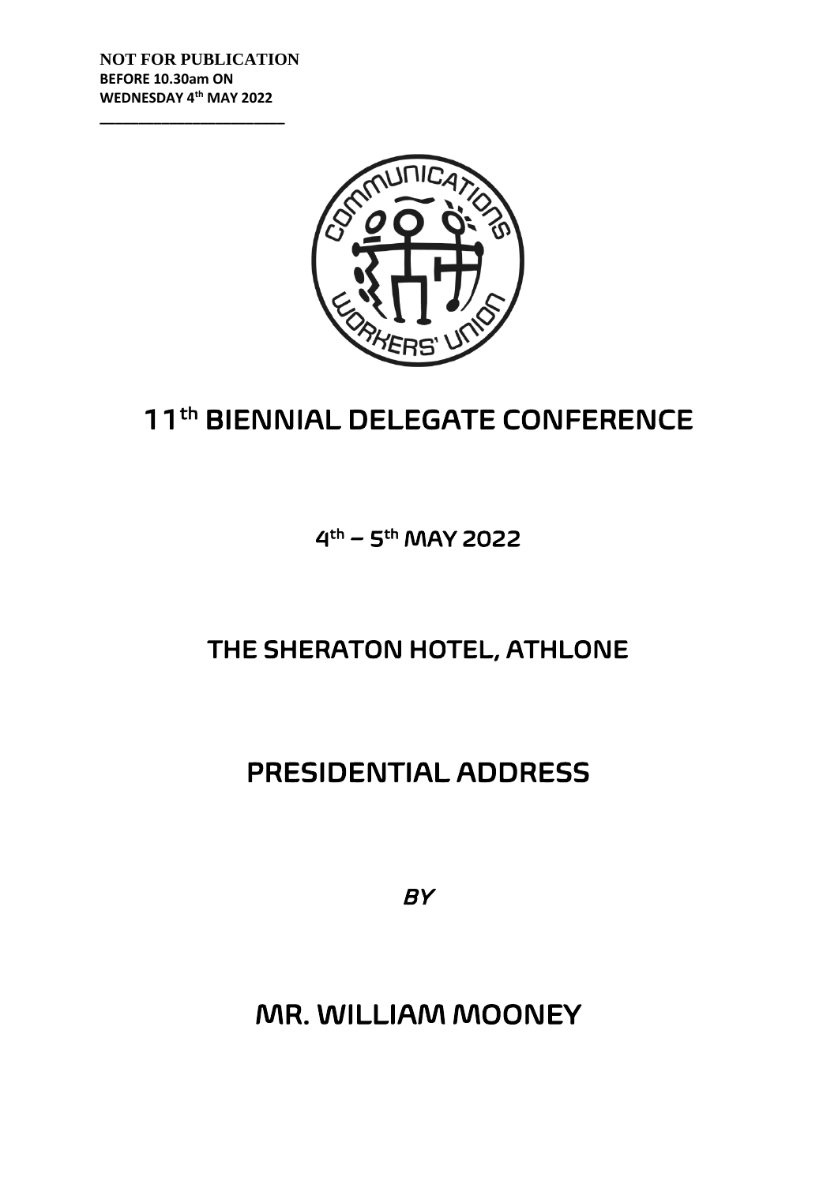**NOT FOR PUBLICATION**
**BEFORE 10.30am ON**
**WEDNESDAY 4th MAY 2022**

---

# 11th BIENNIAL DELEGATE CONFERENCE

## 4th – 5th MAY 2022

## THE SHERATON HOTEL, ATHLONE

# PRESIDENTIAL ADDRESS

*BY*

# MR. WILLIAM MOONEY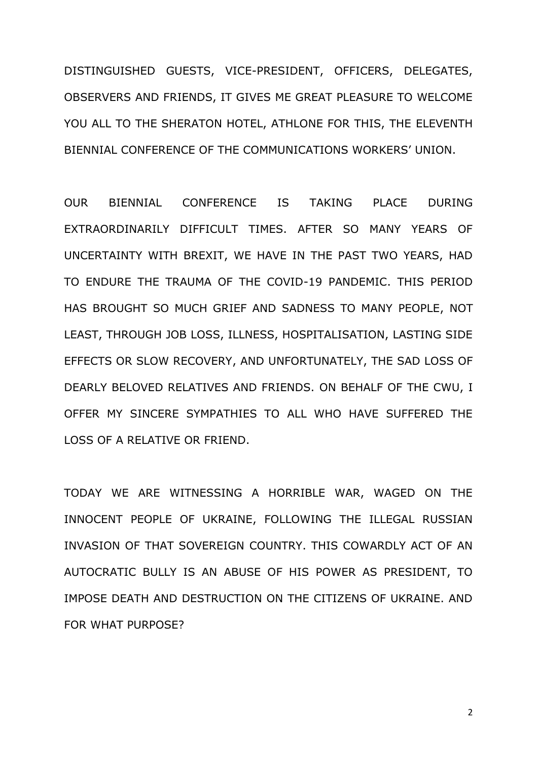DISTINGUISHED GUESTS, VICE-PRESIDENT, OFFICERS, DELEGATES, OBSERVERS AND FRIENDS, IT GIVES ME GREAT PLEASURE TO WELCOME YOU ALL TO THE SHERATON HOTEL, ATHLONE FOR THIS, THE ELEVENTH BIENNIAL CONFERENCE OF THE COMMUNICATIONS WORKERS' UNION.

OUR BIENNIAL CONFERENCE IS TAKING PLACE DURING EXTRAORDINARILY DIFFICULT TIMES. AFTER SO MANY YEARS OF UNCERTAINTY WITH BREXIT, WE HAVE IN THE PAST TWO YEARS, HAD TO ENDURE THE TRAUMA OF THE COVID-19 PANDEMIC. THIS PERIOD HAS BROUGHT SO MUCH GRIEF AND SADNESS TO MANY PEOPLE, NOT LEAST, THROUGH JOB LOSS, ILLNESS, HOSPITALISATION, LASTING SIDE EFFECTS OR SLOW RECOVERY, AND UNFORTUNATELY, THE SAD LOSS OF DEARLY BELOVED RELATIVES AND FRIENDS. ON BEHALF OF THE CWU, I OFFER MY SINCERE SYMPATHIES TO ALL WHO HAVE SUFFERED THE LOSS OF A RELATIVE OR FRIEND.

TODAY WE ARE WITNESSING A HORRIBLE WAR, WAGED ON THE INNOCENT PEOPLE OF UKRAINE, FOLLOWING THE ILLEGAL RUSSIAN INVASION OF THAT SOVEREIGN COUNTRY. THIS COWARDLY ACT OF AN AUTOCRATIC BULLY IS AN ABUSE OF HIS POWER AS PRESIDENT, TO IMPOSE DEATH AND DESTRUCTION ON THE CITIZENS OF UKRAINE. AND FOR WHAT PURPOSE?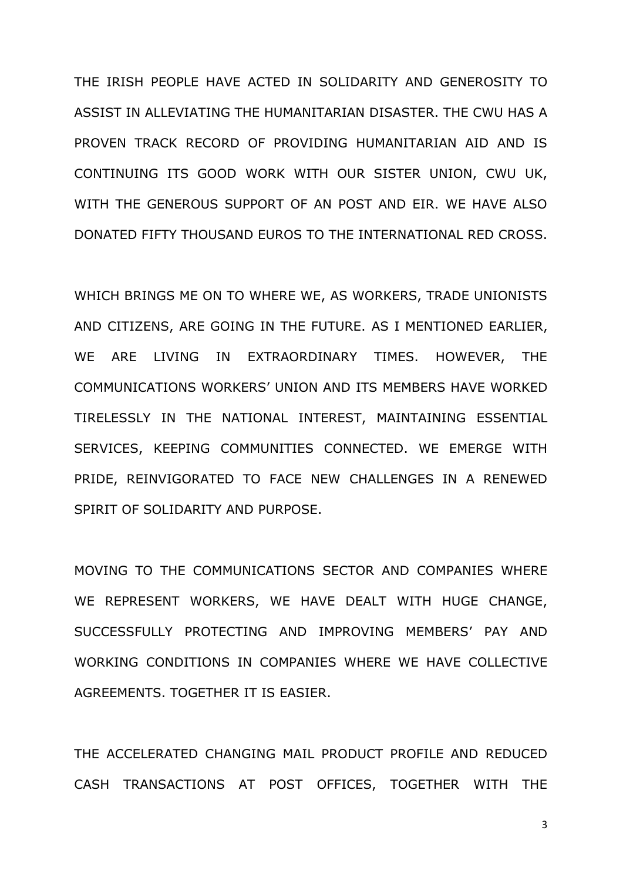THE IRISH PEOPLE HAVE ACTED IN SOLIDARITY AND GENEROSITY TO ASSIST IN ALLEVIATING THE HUMANITARIAN DISASTER. THE CWU HAS A PROVEN TRACK RECORD OF PROVIDING HUMANITARIAN AID AND IS CONTINUING ITS GOOD WORK WITH OUR SISTER UNION, CWU UK, WITH THE GENEROUS SUPPORT OF AN POST AND EIR. WE HAVE ALSO DONATED FIFTY THOUSAND EUROS TO THE INTERNATIONAL RED CROSS.

WHICH BRINGS ME ON TO WHERE WE, AS WORKERS, TRADE UNIONISTS AND CITIZENS, ARE GOING IN THE FUTURE. AS I MENTIONED EARLIER, WE ARE LIVING IN EXTRAORDINARY TIMES. HOWEVER, THE COMMUNICATIONS WORKERS' UNION AND ITS MEMBERS HAVE WORKED TIRELESSLY IN THE NATIONAL INTEREST, MAINTAINING ESSENTIAL SERVICES, KEEPING COMMUNITIES CONNECTED. WE EMERGE WITH PRIDE, REINVIGORATED TO FACE NEW CHALLENGES IN A RENEWED SPIRIT OF SOLIDARITY AND PURPOSE.

MOVING TO THE COMMUNICATIONS SECTOR AND COMPANIES WHERE WE REPRESENT WORKERS, WE HAVE DEALT WITH HUGE CHANGE, SUCCESSFULLY PROTECTING AND IMPROVING MEMBERS' PAY AND WORKING CONDITIONS IN COMPANIES WHERE WE HAVE COLLECTIVE AGREEMENTS. TOGETHER IT IS EASIER.

THE ACCELERATED CHANGING MAIL PRODUCT PROFILE AND REDUCED CASH TRANSACTIONS AT POST OFFICES, TOGETHER WITH THE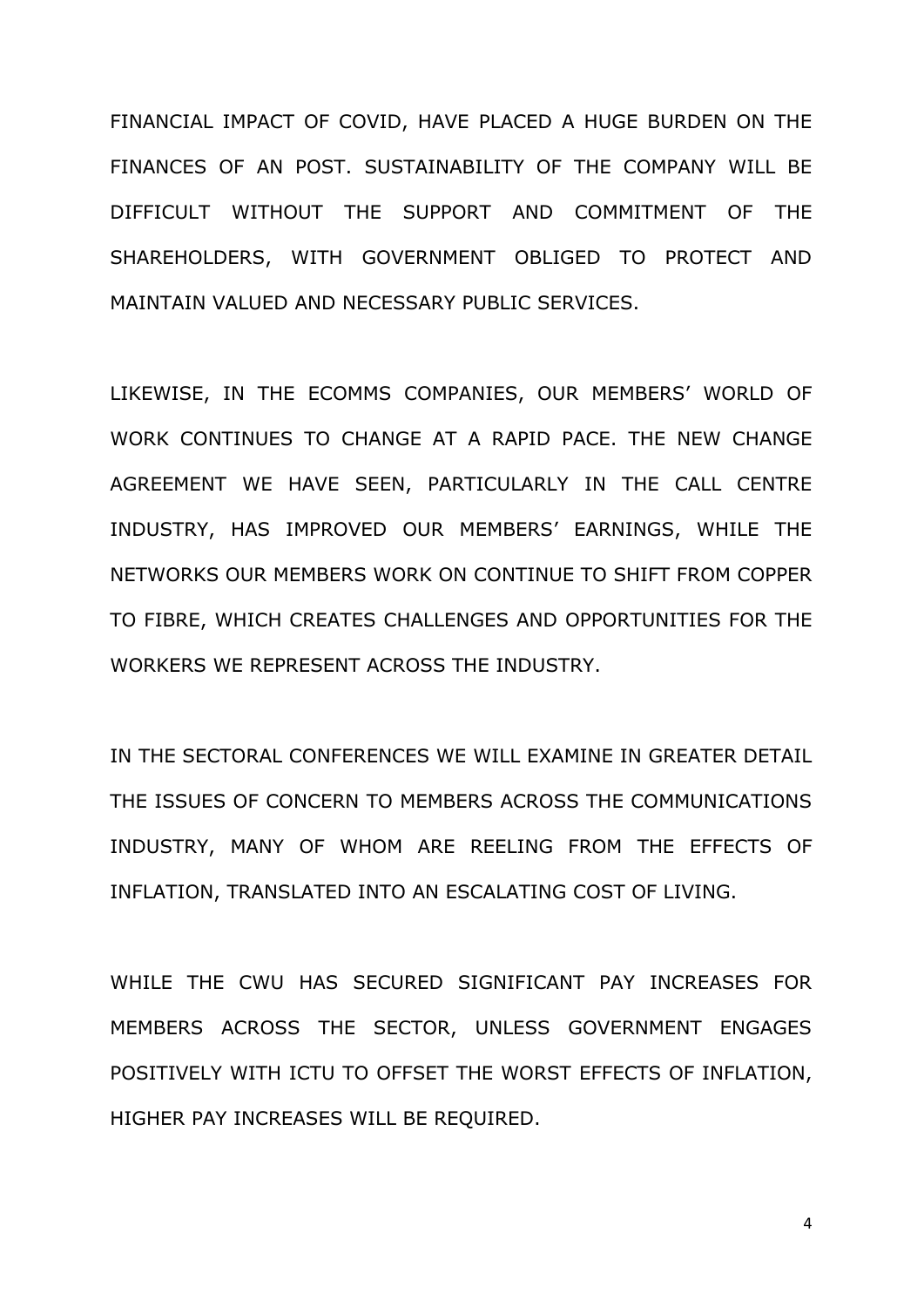FINANCIAL IMPACT OF COVID, HAVE PLACED A HUGE BURDEN ON THE FINANCES OF AN POST. SUSTAINABILITY OF THE COMPANY WILL BE DIFFICULT WITHOUT THE SUPPORT AND COMMITMENT OF THE SHAREHOLDERS, WITH GOVERNMENT OBLIGED TO PROTECT AND MAINTAIN VALUED AND NECESSARY PUBLIC SERVICES.

LIKEWISE, IN THE ECOMMS COMPANIES, OUR MEMBERS' WORLD OF WORK CONTINUES TO CHANGE AT A RAPID PACE. THE NEW CHANGE AGREEMENT WE HAVE SEEN, PARTICULARLY IN THE CALL CENTRE INDUSTRY, HAS IMPROVED OUR MEMBERS' EARNINGS, WHILE THE NETWORKS OUR MEMBERS WORK ON CONTINUE TO SHIFT FROM COPPER TO FIBRE, WHICH CREATES CHALLENGES AND OPPORTUNITIES FOR THE WORKERS WE REPRESENT ACROSS THE INDUSTRY.

IN THE SECTORAL CONFERENCES WE WILL EXAMINE IN GREATER DETAIL THE ISSUES OF CONCERN TO MEMBERS ACROSS THE COMMUNICATIONS INDUSTRY, MANY OF WHOM ARE REELING FROM THE EFFECTS OF INFLATION, TRANSLATED INTO AN ESCALATING COST OF LIVING.

WHILE THE CWU HAS SECURED SIGNIFICANT PAY INCREASES FOR MEMBERS ACROSS THE SECTOR, UNLESS GOVERNMENT ENGAGES POSITIVELY WITH ICTU TO OFFSET THE WORST EFFECTS OF INFLATION, HIGHER PAY INCREASES WILL BE REQUIRED.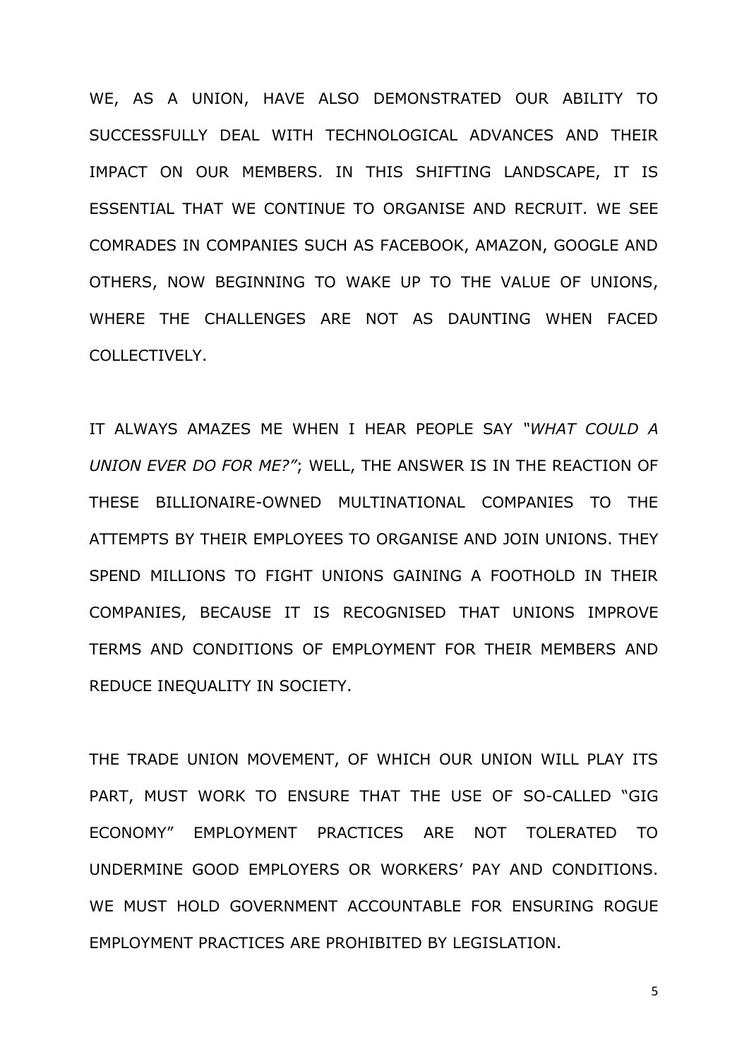WE, AS A UNION, HAVE ALSO DEMONSTRATED OUR ABILITY TO SUCCESSFULLY DEAL WITH TECHNOLOGICAL ADVANCES AND THEIR IMPACT ON OUR MEMBERS. IN THIS SHIFTING LANDSCAPE, IT IS ESSENTIAL THAT WE CONTINUE TO ORGANISE AND RECRUIT. WE SEE COMRADES IN COMPANIES SUCH AS FACEBOOK, AMAZON, GOOGLE AND OTHERS, NOW BEGINNING TO WAKE UP TO THE VALUE OF UNIONS, WHERE THE CHALLENGES ARE NOT AS DAUNTING WHEN FACED COLLECTIVELY.

IT ALWAYS AMAZES ME WHEN I HEAR PEOPLE SAY *"WHAT COULD A UNION EVER DO FOR ME?"*; WELL, THE ANSWER IS IN THE REACTION OF THESE BILLIONAIRE-OWNED MULTINATIONAL COMPANIES TO THE ATTEMPTS BY THEIR EMPLOYEES TO ORGANISE AND JOIN UNIONS. THEY SPEND MILLIONS TO FIGHT UNIONS GAINING A FOOTHOLD IN THEIR COMPANIES, BECAUSE IT IS RECOGNISED THAT UNIONS IMPROVE TERMS AND CONDITIONS OF EMPLOYMENT FOR THEIR MEMBERS AND REDUCE INEQUALITY IN SOCIETY.

THE TRADE UNION MOVEMENT, OF WHICH OUR UNION WILL PLAY ITS PART, MUST WORK TO ENSURE THAT THE USE OF SO-CALLED "GIG ECONOMY" EMPLOYMENT PRACTICES ARE NOT TOLERATED TO UNDERMINE GOOD EMPLOYERS OR WORKERS' PAY AND CONDITIONS. WE MUST HOLD GOVERNMENT ACCOUNTABLE FOR ENSURING ROGUE EMPLOYMENT PRACTICES ARE PROHIBITED BY LEGISLATION.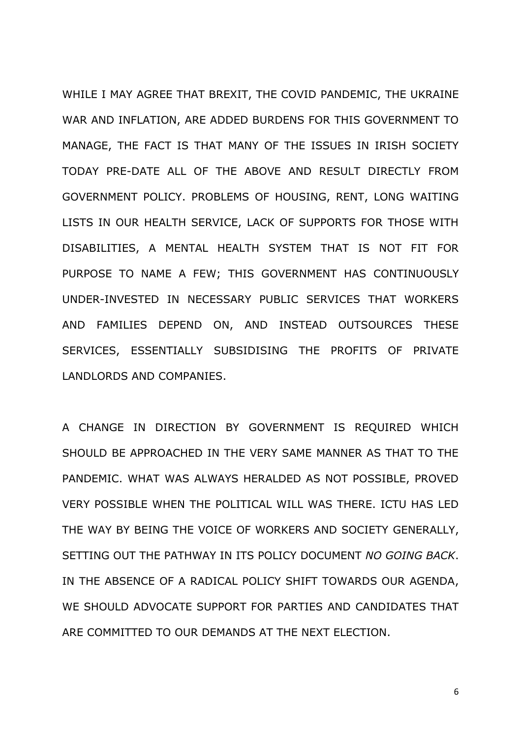WHILE I MAY AGREE THAT BREXIT, THE COVID PANDEMIC, THE UKRAINE WAR AND INFLATION, ARE ADDED BURDENS FOR THIS GOVERNMENT TO MANAGE, THE FACT IS THAT MANY OF THE ISSUES IN IRISH SOCIETY TODAY PRE-DATE ALL OF THE ABOVE AND RESULT DIRECTLY FROM GOVERNMENT POLICY. PROBLEMS OF HOUSING, RENT, LONG WAITING LISTS IN OUR HEALTH SERVICE, LACK OF SUPPORTS FOR THOSE WITH DISABILITIES, A MENTAL HEALTH SYSTEM THAT IS NOT FIT FOR PURPOSE TO NAME A FEW; THIS GOVERNMENT HAS CONTINUOUSLY UNDER-INVESTED IN NECESSARY PUBLIC SERVICES THAT WORKERS AND FAMILIES DEPEND ON, AND INSTEAD OUTSOURCES THESE SERVICES, ESSENTIALLY SUBSIDISING THE PROFITS OF PRIVATE LANDLORDS AND COMPANIES.

A CHANGE IN DIRECTION BY GOVERNMENT IS REQUIRED WHICH SHOULD BE APPROACHED IN THE VERY SAME MANNER AS THAT TO THE PANDEMIC. WHAT WAS ALWAYS HERALDED AS NOT POSSIBLE, PROVED VERY POSSIBLE WHEN THE POLITICAL WILL WAS THERE. ICTU HAS LED THE WAY BY BEING THE VOICE OF WORKERS AND SOCIETY GENERALLY, SETTING OUT THE PATHWAY IN ITS POLICY DOCUMENT *NO GOING BACK*. IN THE ABSENCE OF A RADICAL POLICY SHIFT TOWARDS OUR AGENDA, WE SHOULD ADVOCATE SUPPORT FOR PARTIES AND CANDIDATES THAT ARE COMMITTED TO OUR DEMANDS AT THE NEXT ELECTION.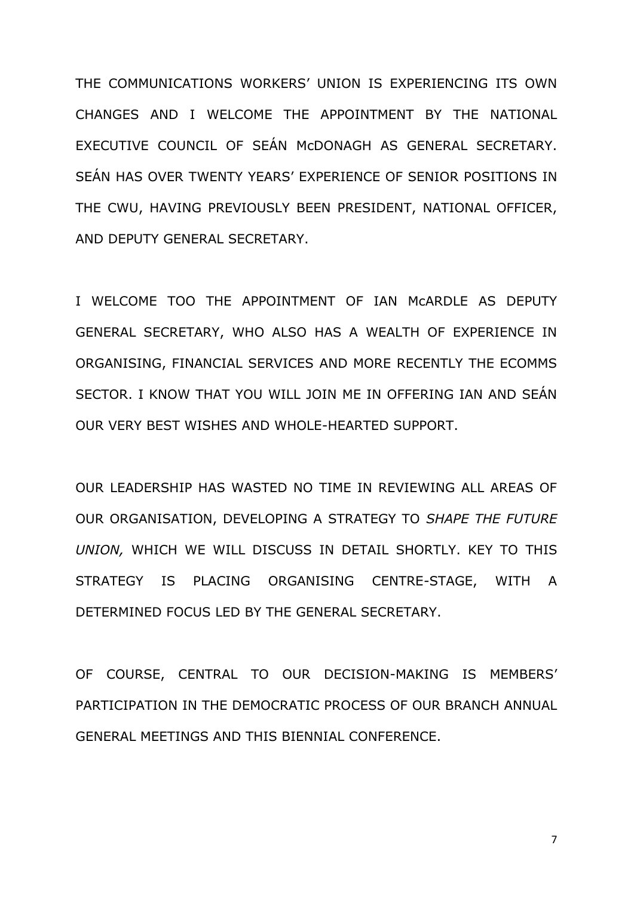THE COMMUNICATIONS WORKERS' UNION IS EXPERIENCING ITS OWN CHANGES AND I WELCOME THE APPOINTMENT BY THE NATIONAL EXECUTIVE COUNCIL OF SEÁN McDONAGH AS GENERAL SECRETARY. SEÁN HAS OVER TWENTY YEARS' EXPERIENCE OF SENIOR POSITIONS IN THE CWU, HAVING PREVIOUSLY BEEN PRESIDENT, NATIONAL OFFICER, AND DEPUTY GENERAL SECRETARY.

I WELCOME TOO THE APPOINTMENT OF IAN McARDLE AS DEPUTY GENERAL SECRETARY, WHO ALSO HAS A WEALTH OF EXPERIENCE IN ORGANISING, FINANCIAL SERVICES AND MORE RECENTLY THE ECOMMS SECTOR. I KNOW THAT YOU WILL JOIN ME IN OFFERING IAN AND SEÁN OUR VERY BEST WISHES AND WHOLE-HEARTED SUPPORT.

OUR LEADERSHIP HAS WASTED NO TIME IN REVIEWING ALL AREAS OF OUR ORGANISATION, DEVELOPING A STRATEGY TO *SHAPE THE FUTURE UNION,* WHICH WE WILL DISCUSS IN DETAIL SHORTLY. KEY TO THIS STRATEGY IS PLACING ORGANISING CENTRE-STAGE, WITH A DETERMINED FOCUS LED BY THE GENERAL SECRETARY.

OF COURSE, CENTRAL TO OUR DECISION-MAKING IS MEMBERS' PARTICIPATION IN THE DEMOCRATIC PROCESS OF OUR BRANCH ANNUAL GENERAL MEETINGS AND THIS BIENNIAL CONFERENCE.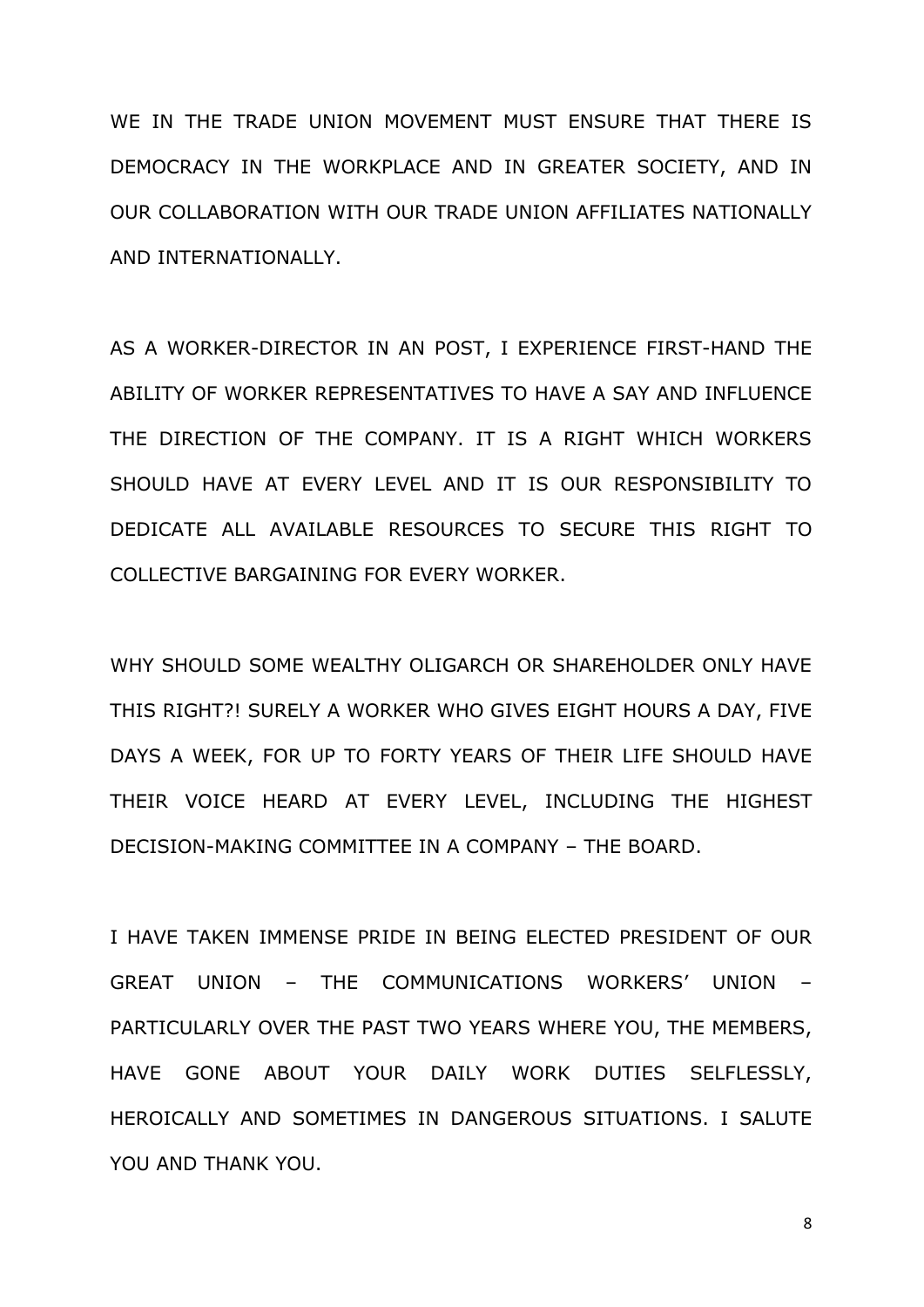WE IN THE TRADE UNION MOVEMENT MUST ENSURE THAT THERE IS DEMOCRACY IN THE WORKPLACE AND IN GREATER SOCIETY, AND IN OUR COLLABORATION WITH OUR TRADE UNION AFFILIATES NATIONALLY AND INTERNATIONALLY.

AS A WORKER-DIRECTOR IN AN POST, I EXPERIENCE FIRST-HAND THE ABILITY OF WORKER REPRESENTATIVES TO HAVE A SAY AND INFLUENCE THE DIRECTION OF THE COMPANY. IT IS A RIGHT WHICH WORKERS SHOULD HAVE AT EVERY LEVEL AND IT IS OUR RESPONSIBILITY TO DEDICATE ALL AVAILABLE RESOURCES TO SECURE THIS RIGHT TO COLLECTIVE BARGAINING FOR EVERY WORKER.

WHY SHOULD SOME WEALTHY OLIGARCH OR SHAREHOLDER ONLY HAVE THIS RIGHT?! SURELY A WORKER WHO GIVES EIGHT HOURS A DAY, FIVE DAYS A WEEK, FOR UP TO FORTY YEARS OF THEIR LIFE SHOULD HAVE THEIR VOICE HEARD AT EVERY LEVEL, INCLUDING THE HIGHEST DECISION-MAKING COMMITTEE IN A COMPANY – THE BOARD.

I HAVE TAKEN IMMENSE PRIDE IN BEING ELECTED PRESIDENT OF OUR GREAT UNION – THE COMMUNICATIONS WORKERS' UNION – PARTICULARLY OVER THE PAST TWO YEARS WHERE YOU, THE MEMBERS, HAVE GONE ABOUT YOUR DAILY WORK DUTIES SELFLESSLY, HEROICALLY AND SOMETIMES IN DANGEROUS SITUATIONS. I SALUTE YOU AND THANK YOU.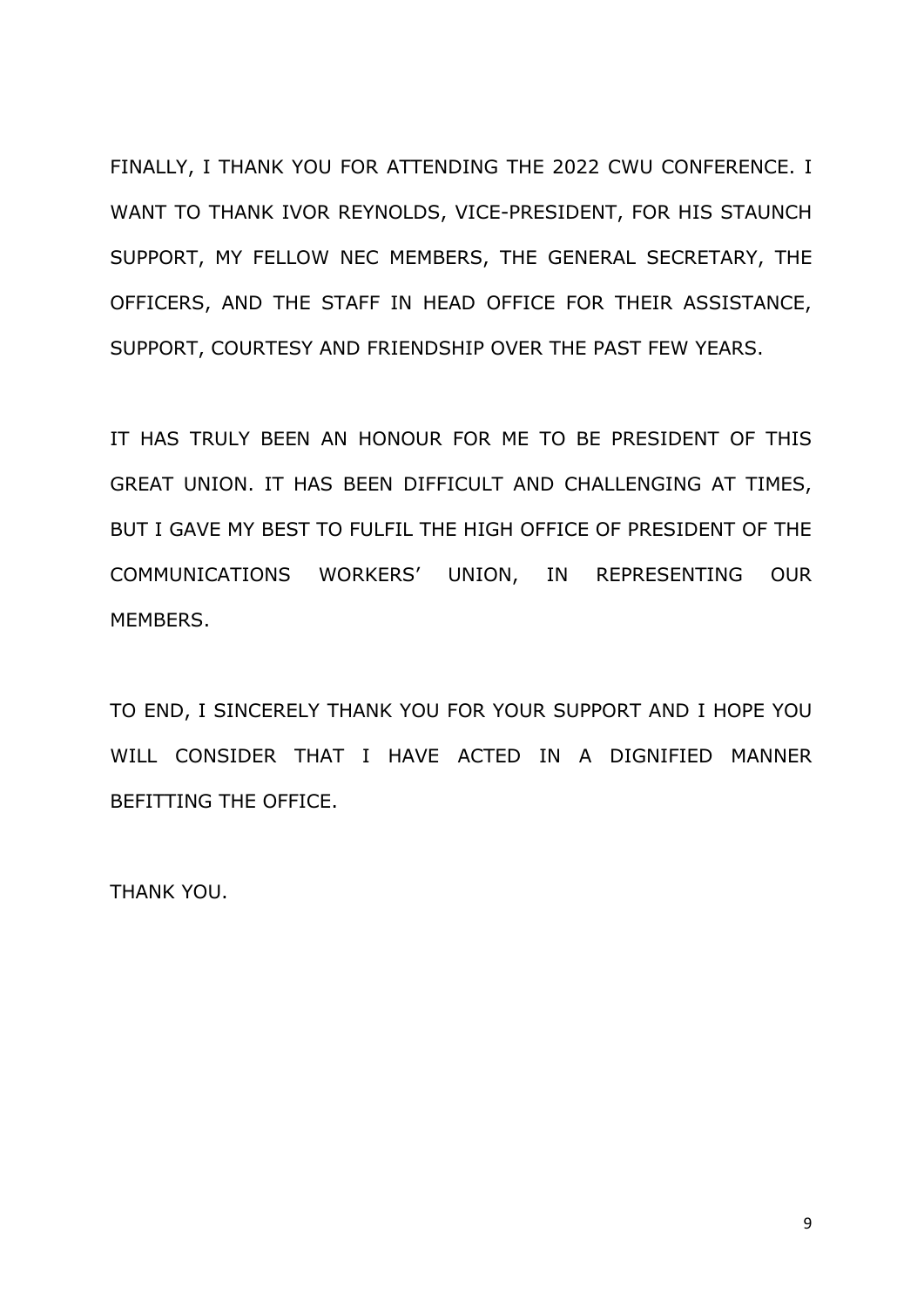FINALLY, I THANK YOU FOR ATTENDING THE 2022 CWU CONFERENCE. I WANT TO THANK IVOR REYNOLDS, VICE-PRESIDENT, FOR HIS STAUNCH SUPPORT, MY FELLOW NEC MEMBERS, THE GENERAL SECRETARY, THE OFFICERS, AND THE STAFF IN HEAD OFFICE FOR THEIR ASSISTANCE, SUPPORT, COURTESY AND FRIENDSHIP OVER THE PAST FEW YEARS.

IT HAS TRULY BEEN AN HONOUR FOR ME TO BE PRESIDENT OF THIS GREAT UNION. IT HAS BEEN DIFFICULT AND CHALLENGING AT TIMES, BUT I GAVE MY BEST TO FULFIL THE HIGH OFFICE OF PRESIDENT OF THE COMMUNICATIONS WORKERS' UNION, IN REPRESENTING OUR MEMBERS.

TO END, I SINCERELY THANK YOU FOR YOUR SUPPORT AND I HOPE YOU WILL CONSIDER THAT I HAVE ACTED IN A DIGNIFIED MANNER BEFITTING THE OFFICE.

THANK YOU.